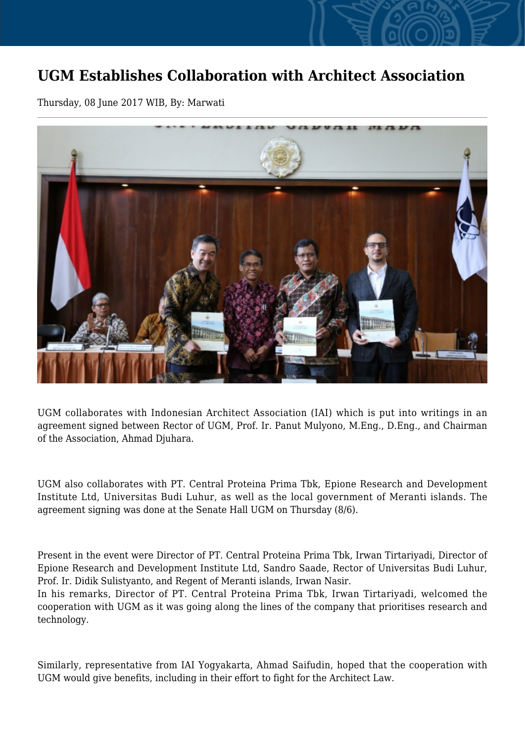# UGM Establishes Collaboration with Architect Association

Thursday, 08 June 2017 WIB, By: Marwati

UGM collaborates with Indonesian Architect Association (IAI) which is put into writings in an agreement signed between Rector of UGM, Prof. Ir. Panut Mulyono, M.Eng., D.Eng., and Chairman of the Association, Ahmad Djuhara.

UGM also collaborates with PT. Central Proteina Prima Tbk, Epione Research and Development Institute Ltd, Universitas Budi Luhur, as well as the local government of Meranti islands. The agreement signing was done at the Senate Hall UGM on Thursday (8/6).

Present in the event were Director of PT. Central Proteina Prima Tbk, Irwan Tirtariyadi, Director of Epione Research and Development Institute Ltd, Sandro Saade, Rector of Universitas Budi Luhur, Prof. Ir. Didik Sulistyanto, and Regent of Meranti islands, Irwan Nasir.
In his remarks, Director of PT. Central Proteina Prima Tbk, Irwan Tirtariyadi, welcomed the cooperation with UGM as it was going along the lines of the company that prioritises research and technology.

Similarly, representative from IAI Yogyakarta, Ahmad Saifudin, hoped that the cooperation with UGM would give benefits, including in their effort to fight for the Architect Law.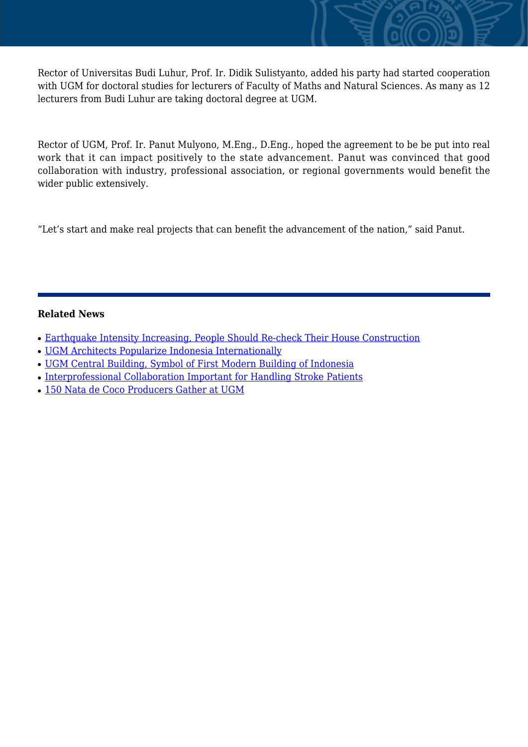Rector of Universitas Budi Luhur, Prof. Ir. Didik Sulistyanto, added his party had started cooperation with UGM for doctoral studies for lecturers of Faculty of Maths and Natural Sciences. As many as 12 lecturers from Budi Luhur are taking doctoral degree at UGM.

Rector of UGM, Prof. Ir. Panut Mulyono, M.Eng., D.Eng., hoped the agreement to be be put into real work that it can impact positively to the state advancement. Panut was convinced that good collaboration with industry, professional association, or regional governments would benefit the wider public extensively.

“Let’s start and make real projects that can benefit the advancement of the nation,” said Panut.

---

**Related News**

- Earthquake Intensity Increasing, People Should Re-check Their House Construction
- UGM Architects Popularize Indonesia Internationally
- UGM Central Building, Symbol of First Modern Building of Indonesia
- Interprofessional Collaboration Important for Handling Stroke Patients
- 150 Nata de Coco Producers Gather at UGM